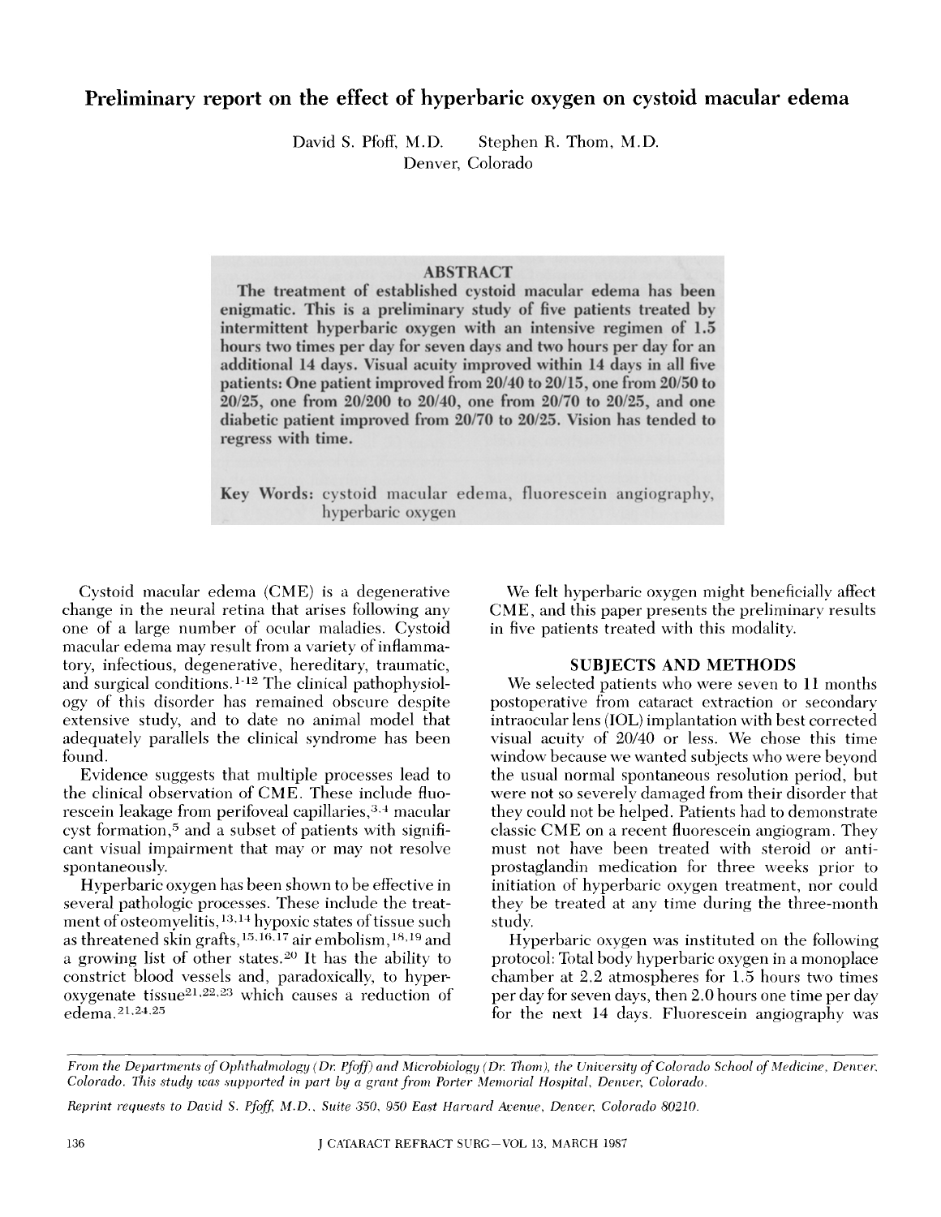# Preliminary report on the effect of hyperbaric oxygen on cystoid macular edema

David S. Pfoff, M.D. Stephen R. Thom, M.D.
Denver, Colorado

## ABSTRACT

**The treatment of established cystoid macular edema has been enigmatic. This is a preliminary study of five patients treated by intermittent hyperbaric oxygen with an intensive regimen of 1.5 hours two times per day for seven days and two hours per day for an additional 14 days. Visual acuity improved within 14 days in all five patients: One patient improved from 20/40 to 20/15, one from 20/50 to 20/25, one from 20/200 to 20/40, one from 20/70 to 20/25, and one diabetic patient improved from 20/70 to 20/25. Vision has tended to regress with time.**

**Key Words:** cystoid macular edema, fluorescein angiography, hyperbaric oxygen

Cystoid macular edema (CME) is a degenerative change in the neural retina that arises following any one of a large number of ocular maladies. Cystoid macular edema may result from a variety of inflammatory, infectious, degenerative, hereditary, traumatic, and surgical conditions.[1-12] The clinical pathophysiology of this disorder has remained obscure despite extensive study, and to date no animal model that adequately parallels the clinical syndrome has been found.

Evidence suggests that multiple processes lead to the clinical observation of CME. These include fluorescein leakage from perifoveal capillaries,[3,4] macular cyst formation,[5] and a subset of patients with significant visual impairment that may or may not resolve spontaneously.

Hyperbaric oxygen has been shown to be effective in several pathologic processes. These include the treatment of osteomyelitis,[13,14] hypoxic states of tissue such as threatened skin grafts,[15,16,17] air embolism,[18,19] and a growing list of other states.[20] It has the ability to constrict blood vessels and, paradoxically, to hyperoxygenate tissue[21,22,23] which causes a reduction of edema.[21,24,25]

We felt hyperbaric oxygen might beneficially affect CME, and this paper presents the preliminary results in five patients treated with this modality.

## SUBJECTS AND METHODS

We selected patients who were seven to 11 months postoperative from cataract extraction or secondary intraocular lens (IOL) implantation with best corrected visual acuity of 20/40 or less. We chose this time window because we wanted subjects who were beyond the usual normal spontaneous resolution period, but were not so severely damaged from their disorder that they could not be helped. Patients had to demonstrate classic CME on a recent fluorescein angiogram. They must not have been treated with steroid or antiprostaglandin medication for three weeks prior to initiation of hyperbaric oxygen treatment, nor could they be treated at any time during the three-month study.

Hyperbaric oxygen was instituted on the following protocol: Total body hyperbaric oxygen in a monoplace chamber at 2.2 atmospheres for 1.5 hours two times per day for seven days, then 2.0 hours one time per day for the next 14 days. Fluorescein angiography was

*From the Departments of Ophthalmology (Dr. Pfoff) and Microbiology (Dr. Thom), the University of Colorado School of Medicine, Denver, Colorado. This study was supported in part by a grant from Porter Memorial Hospital, Denver, Colorado.*

*Reprint requests to David S. Pfoff, M.D., Suite 350, 950 East Harvard Avenue, Denver, Colorado 80210.*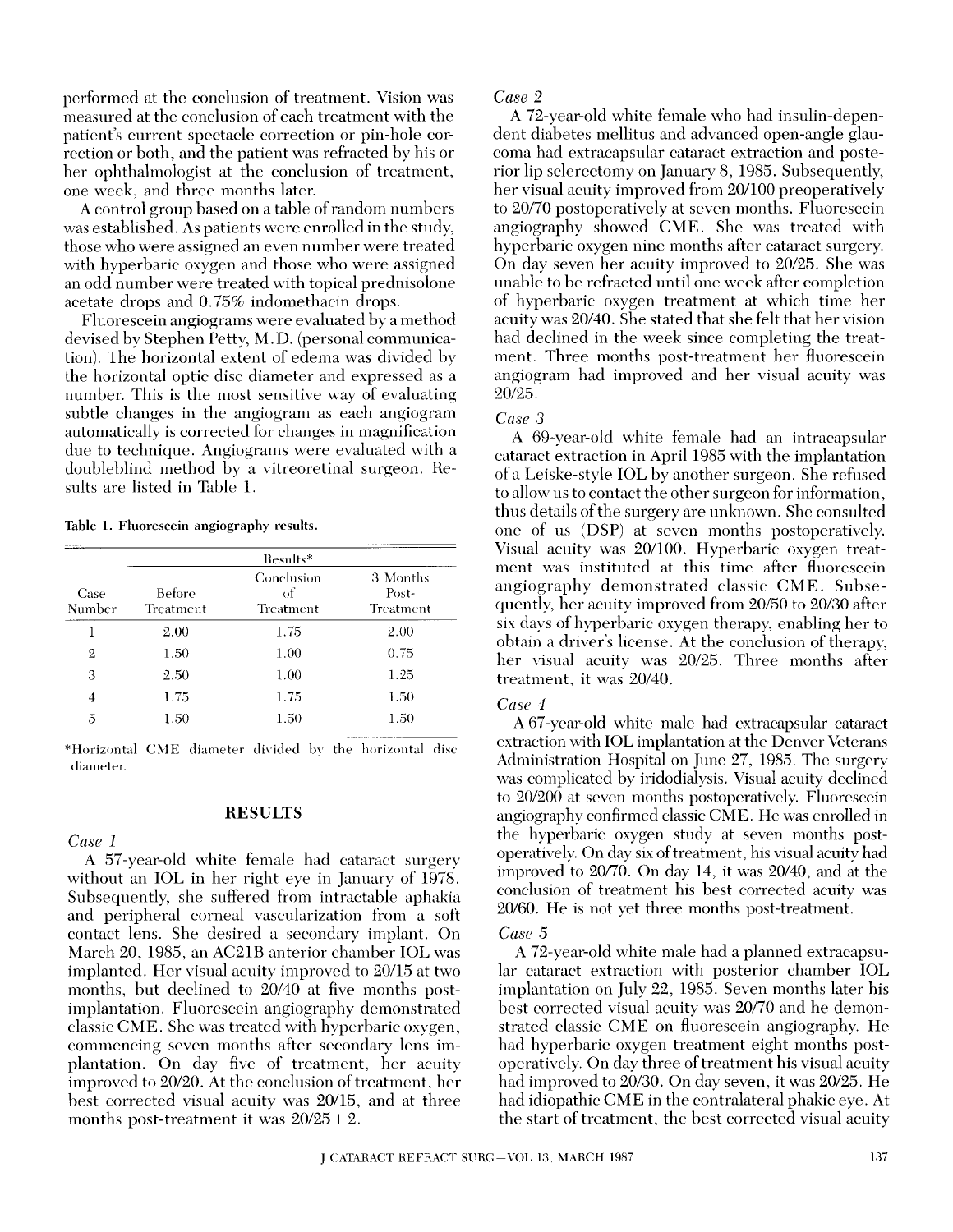performed at the conclusion of treatment. Vision was measured at the conclusion of each treatment with the patient's current spectacle correction or pin-hole correction or both, and the patient was refracted by his or her ophthalmologist at the conclusion of treatment, one week, and three months later.

A control group based on a table of random numbers was established. As patients were enrolled in the study, those who were assigned an even number were treated with hyperbaric oxygen and those who were assigned an odd number were treated with topical prednisolone acetate drops and 0.75% indomethacin drops.

Fluorescein angiograms were evaluated by a method devised by Stephen Petty, M.D. (personal communication). The horizontal extent of edema was divided by the horizontal optic disc diameter and expressed as a number. This is the most sensitive way of evaluating subtle changes in the angiogram as each angiogram automatically is corrected for changes in magnification due to technique. Angiograms were evaluated with a doubleblind method by a vitreoretinal surgeon. Results are listed in Table 1.

**Table 1. Fluorescein angiography results.**

| | Results* | | |
|---|---|---|---|
| Case Number | Before Treatment | Conclusion of Treatment | 3 Months Post-Treatment |
| 1 | 2.00 | 1.75 | 2.00 |
| 2 | 1.50 | 1.00 | 0.75 |
| 3 | 2.50 | 1.00 | 1.25 |
| 4 | 1.75 | 1.75 | 1.50 |
| 5 | 1.50 | 1.50 | 1.50 |

*Horizontal CME diameter divided by the horizontal disc diameter.

## RESULTS

*Case 1*

A 57-year-old white female had cataract surgery without an IOL in her right eye in January of 1978. Subsequently, she suffered from intractable aphakia and peripheral corneal vascularization from a soft contact lens. She desired a secondary implant. On March 20, 1985, an AC21B anterior chamber IOL was implanted. Her visual acuity improved to 20/15 at two months, but declined to 20/40 at five months post-implantation. Fluorescein angiography demonstrated classic CME. She was treated with hyperbaric oxygen, commencing seven months after secondary lens implantation. On day five of treatment, her acuity improved to 20/20. At the conclusion of treatment, her best corrected visual acuity was 20/15, and at three months post-treatment it was 20/25 + 2.

*Case 2*

A 72-year-old white female who had insulin-dependent diabetes mellitus and advanced open-angle glaucoma had extracapsular cataract extraction and posterior lip sclerectomy on January 8, 1985. Subsequently, her visual acuity improved from 20/100 preoperatively to 20/70 postoperatively at seven months. Fluorescein angiography showed CME. She was treated with hyperbaric oxygen nine months after cataract surgery. On day seven her acuity improved to 20/25. She was unable to be refracted until one week after completion of hyperbaric oxygen treatment at which time her acuity was 20/40. She stated that she felt that her vision had declined in the week since completing the treatment. Three months post-treatment her fluorescein angiogram had improved and her visual acuity was 20/25.

*Case 3*

A 69-year-old white female had an intracapsular cataract extraction in April 1985 with the implantation of a Leiske-style IOL by another surgeon. She refused to allow us to contact the other surgeon for information, thus details of the surgery are unknown. She consulted one of us (DSP) at seven months postoperatively. Visual acuity was 20/100. Hyperbaric oxygen treatment was instituted at this time after fluorescein angiography demonstrated classic CME. Subsequently, her acuity improved from 20/50 to 20/30 after six days of hyperbaric oxygen therapy, enabling her to obtain a driver's license. At the conclusion of therapy, her visual acuity was 20/25. Three months after treatment, it was 20/40.

*Case 4*

A 67-year-old white male had extracapsular cataract extraction with IOL implantation at the Denver Veterans Administration Hospital on June 27, 1985. The surgery was complicated by iridodialysis. Visual acuity declined to 20/200 at seven months postoperatively. Fluorescein angiography confirmed classic CME. He was enrolled in the hyperbaric oxygen study at seven months postoperatively. On day six of treatment, his visual acuity had improved to 20/70. On day 14, it was 20/40, and at the conclusion of treatment his best corrected acuity was 20/60. He is not yet three months post-treatment.

*Case 5*

A 72-year-old white male had a planned extracapsular cataract extraction with posterior chamber IOL implantation on July 22, 1985. Seven months later his best corrected visual acuity was 20/70 and he demonstrated classic CME on fluorescein angiography. He had hyperbaric oxygen treatment eight months postoperatively. On day three of treatment his visual acuity had improved to 20/30. On day seven, it was 20/25. He had idiopathic CME in the contralateral phakic eye. At the start of treatment, the best corrected visual acuity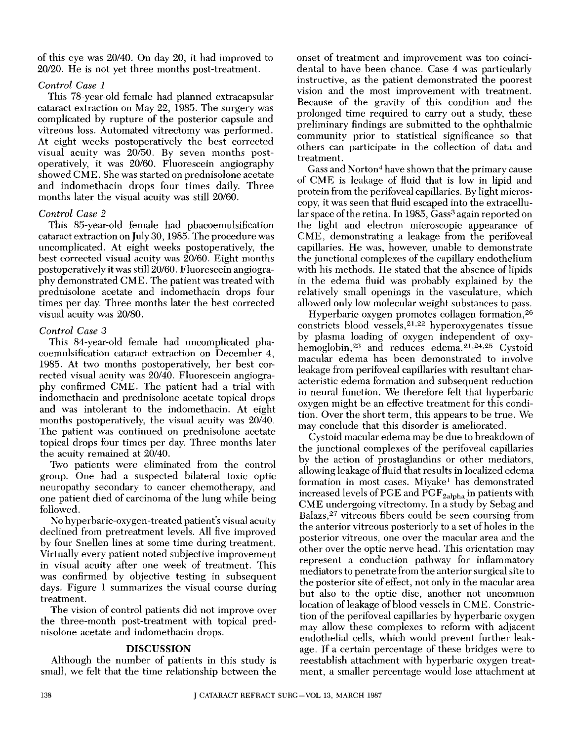of this eye was 20/40. On day 20, it had improved to 20/20. He is not yet three months post-treatment.

*Control Case 1*

This 78-year-old female had planned extracapsular cataract extraction on May 22, 1985. The surgery was complicated by rupture of the posterior capsule and vitreous loss. Automated vitrectomy was performed. At eight weeks postoperatively the best corrected visual acuity was 20/50. By seven months postoperatively, it was 20/60. Fluorescein angiography showed CME. She was started on prednisolone acetate and indomethacin drops four times daily. Three months later the visual acuity was still 20/60.

*Control Case 2*

This 85-year-old female had phacoemulsification cataract extraction on July 30, 1985. The procedure was uncomplicated. At eight weeks postoperatively, the best corrected visual acuity was 20/60. Eight months postoperatively it was still 20/60. Fluorescein angiography demonstrated CME. The patient was treated with prednisolone acetate and indomethacin drops four times per day. Three months later the best corrected visual acuity was 20/80.

*Control Case 3*

This 84-year-old female had uncomplicated phacoemulsification cataract extraction on December 4, 1985. At two months postoperatively, her best corrected visual acuity was 20/40. Fluorescein angiography confirmed CME. The patient had a trial with indomethacin and prednisolone acetate topical drops and was intolerant to the indomethacin. At eight months postoperatively, the visual acuity was 20/40. The patient was continued on prednisolone acetate topical drops four times per day. Three months later the acuity remained at 20/40.

Two patients were eliminated from the control group. One had a suspected bilateral toxic optic neuropathy secondary to cancer chemotherapy, and one patient died of carcinoma of the lung while being followed.

No hyperbaric-oxygen-treated patient's visual acuity declined from pretreatment levels. All five improved by four Snellen lines at some time during treatment. Virtually every patient noted subjective improvement in visual acuity after one week of treatment. This was confirmed by objective testing in subsequent days. Figure 1 summarizes the visual course during treatment.

The vision of control patients did not improve over the three-month post-treatment with topical prednisolone acetate and indomethacin drops.

## DISCUSSION

Although the number of patients in this study is small, we felt that the time relationship between the onset of treatment and improvement was too coincidental to have been chance. Case 4 was particularly instructive, as the patient demonstrated the poorest vision and the most improvement with treatment. Because of the gravity of this condition and the prolonged time required to carry out a study, these preliminary findings are submitted to the ophthalmic community prior to statistical significance so that others can participate in the collection of data and treatment.

Gass and Norton[4] have shown that the primary cause of CME is leakage of fluid that is low in lipid and protein from the perifoveal capillaries. By light microscopy, it was seen that fluid escaped into the extracellular space of the retina. In 1985, Gass[3] again reported on the light and electron microscopic appearance of CME, demonstrating a leakage from the perifoveal capillaries. He was, however, unable to demonstrate the junctional complexes of the capillary endothelium with his methods. He stated that the absence of lipids in the edema fluid was probably explained by the relatively small openings in the vasculature, which allowed only low molecular weight substances to pass.

Hyperbaric oxygen promotes collagen formation,[26] constricts blood vessels,[21,22] hyperoxygenates tissue by plasma loading of oxygen independent of oxyhemoglobin,[23] and reduces edema.[21,24,25] Cystoid macular edema has been demonstrated to involve leakage from perifoveal capillaries with resultant characteristic edema formation and subsequent reduction in neural function. We therefore felt that hyperbaric oxygen might be an effective treatment for this condition. Over the short term, this appears to be true. We may conclude that this disorder is ameliorated.

Cystoid macular edema may be due to breakdown of the junctional complexes of the perifoveal capillaries by the action of prostaglandins or other mediators, allowing leakage of fluid that results in localized edema formation in most cases. Miyake[1] has demonstrated increased levels of PGE and $PGF_{2alpha}$ in patients with CME undergoing vitrectomy. In a study by Sebag and Balazs,[27] vitreous fibers could be seen coursing from the anterior vitreous posteriorly to a set of holes in the posterior vitreous, one over the macular area and the other over the optic nerve head. This orientation may represent a conduction pathway for inflammatory mediators to penetrate from the anterior surgical site to the posterior site of effect, not only in the macular area but also to the optic disc, another not uncommon location of leakage of blood vessels in CME. Constriction of the perifoveal capillaries by hyperbaric oxygen may allow these complexes to reform with adjacent endothelial cells, which would prevent further leakage. If a certain percentage of these bridges were to reestablish attachment with hyperbaric oxygen treatment, a smaller percentage would lose attachment at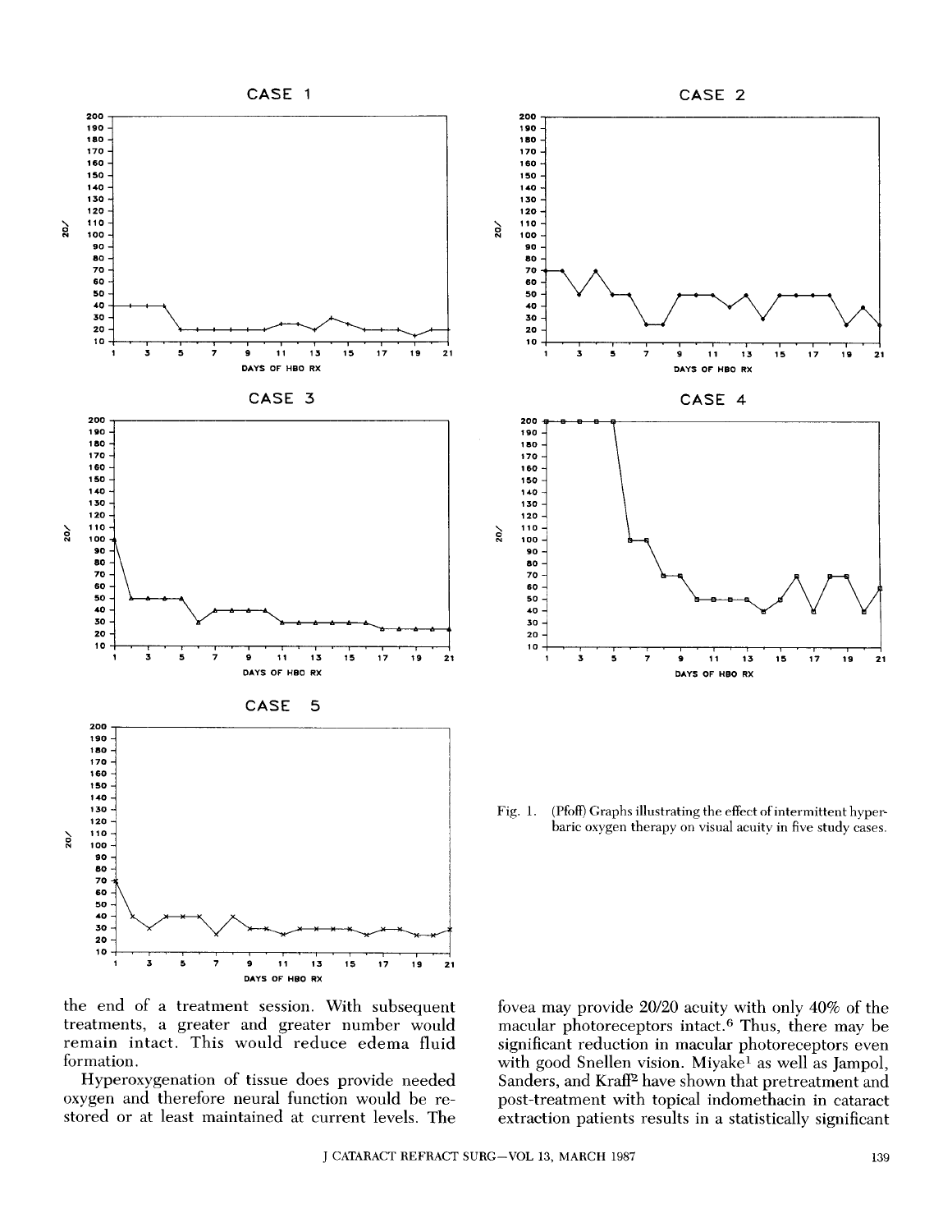Fig. 1. (Pfoff) Graphs illustrating the effect of intermittent hyperbaric oxygen therapy on visual acuity in five study cases.

the end of a treatment session. With subsequent treatments, a greater and greater number would remain intact. This would reduce edema fluid formation.

Hyperoxygenation of tissue does provide needed oxygen and therefore neural function would be restored or at least maintained at current levels. The fovea may provide 20/20 acuity with only 40% of the macular photoreceptors intact.[6] Thus, there may be significant reduction in macular photoreceptors even with good Snellen vision. Miyake[1] as well as Jampol, Sanders, and Kraff[2] have shown that pretreatment and post-treatment with topical indomethacin in cataract extraction patients results in a statistically significant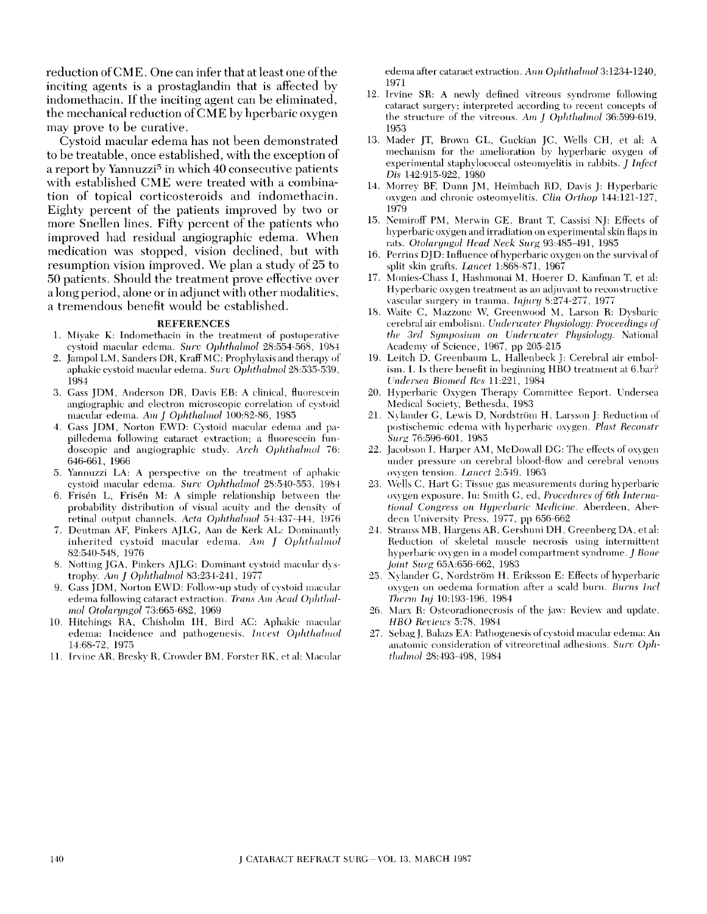reduction of CME. One can infer that at least one of the inciting agents is a prostaglandin that is affected by indomethacin. If the inciting agent can be eliminated, the mechanical reduction of CME by hperbaric oxygen may prove to be curative.

Cystoid macular edema has not been demonstrated to be treatable, once established, with the exception of a report by Yannuzzi[5] in which 40 consecutive patients with established CME were treated with a combination of topical corticosteroids and indomethacin. Eighty percent of the patients improved by two or more Snellen lines. Fifty percent of the patients who improved had residual angiographic edema. When medication was stopped, vision declined, but with resumption vision improved. We plan a study of 25 to 50 patients. Should the treatment prove effective over a long period, alone or in adjunct with other modalities, a tremendous benefit would be established.

## REFERENCES

1. Miyake K: Indomethacin in the treatment of postoperative cystoid macular edema. *Surv Ophthalmol* 28:554-568, 1984
2. Jampol LM, Sanders DR, Kraff MC: Prophylaxis and therapy of aphakic cystoid macular edema. *Surv Ophthalmol* 28:535-539, 1984
3. Gass JDM, Anderson DR, Davis EB: A clinical, fluorescein angiographic and electron microscopic correlation of cystoid macular edema. *Am J Ophthalmol* 100:82-86, 1985
4. Gass JDM, Norton EWD: Cystoid macular edema and papilledema following cataract extraction; a fluorescein fundoscopic and angiographic study. *Arch Ophthalmol* 76: 646-661, 1966
5. Yannuzzi LA: A perspective on the treatment of aphakic cystoid macular edema. *Surv Ophthalmol* 28:540-553, 1984
6. Frisén L, Frisén M: A simple relationship between the probability distribution of visual acuity and the density of retinal output channels. *Acta Ophthalmol* 54:437-444, 1976
7. Deutman AF, Pinkers AJLG, Aan de Kerk AL: Dominantly inherited cystoid macular edema. *Am J Ophthalmol* 82:540-548, 1976
8. Notting JGA, Pinkers AJLG: Dominant cystoid macular dystrophy. *Am J Ophthalmol* 83:234-241, 1977
9. Gass JDM, Norton EWD: Follow-up study of cystoid macular edema following cataract extraction. *Trans Am Acad Ophthalmol Otolaryngol* 73:665-682, 1969
10. Hitchings RA, Chisholm IH, Bird AC: Aphakic macular edema: Incidence and pathogenesis. *Invest Ophthalmol* 14:68-72, 1975
11. Irvine AR, Bresky R, Crowder BM, Forster RK, et al: Macular edema after cataract extraction. *Ann Ophthalmol* 3:1234-1240, 1971
12. Irvine SR: A newly defined vitreous syndrome following cataract surgery; interpreted according to recent concepts of the structure of the vitreous. *Am J Ophthalmol* 36:599-619, 1953
13. Mader JT, Brown GL, Guckian JC, Wells CH, et al: A mechanism for the amelioration by hyperbaric oxygen of experimental staphylococcal osteomyelitis in rabbits. *J Infect Dis* 142:915-922, 1980
14. Morrey BF, Dunn JM, Heimbach RD, Davis J: Hyperbaric oxygen and chronic osteomyelitis. *Clin Orthop* 144:121-127, 1979
15. Nemiroff PM, Merwin GE, Brant T, Cassisi NJ: Effects of hyperbaric oxygen and irradiation on experimental skin flaps in rats. *Otolaryngol Head Neck Surg* 93:485-491, 1985
16. Perrins DJD: Influence of hyperbaric oxygen on the survival of split skin grafts. *Lancet* 1:868-871, 1967
17. Monies-Chass I, Hashmonai M, Hoerer D, Kaufman T, et al: Hyperbaric oxygen treatment as an adjuvant to reconstructive vascular surgery in trauma. *Injury* 8:274-277, 1977
18. Waite C, Mazzone W, Greenwood M, Larson R: Dysbaric cerebral air embolism. *Underwater Physiology: Proceedings of the 3rd Symposium on Underwater Physiology.* National Academy of Science, 1967, pp 205-215
19. Leitch D, Greenbaum L, Hallenbeck J: Cerebral air embolism. I. Is there benefit in beginning HBO treatment at 6 bar? *Undersea Biomed Res* 11:221, 1984
20. Hyperbaric Oxygen Therapy Committee Report. Undersea Medical Society, Bethesda, 1983
21. Nylander G, Lewis D, Nordström H, Larsson J: Reduction of postischemic edema with hyperbaric oxygen. *Plast Reconstr Surg* 76:596-601, 1985
22. Jacobson I, Harper AM, McDowall DG: The effects of oxygen under pressure on cerebral blood-flow and cerebral venous oxygen tension. *Lancet* 2:549, 1963
23. Wells C, Hart G: Tissue gas measurements during hyperbaric oxygen exposure. In: Smith G, ed, *Procedures of 6th International Congress on Hyperbaric Medicine.* Aberdeen, Aberdeen University Press, 1977, pp 656-662
24. Strauss MB, Hargens AR, Gershuni DH, Greenberg DA, et al: Reduction of skeletal muscle necrosis using intermittent hyperbaric oxygen in a model compartment syndrome. *J Bone Joint Surg* 65A:656-662, 1983
25. Nylander G, Nordström H, Eriksson E: Effects of hyperbaric oxygen on oedema formation after a scald burn. *Burns Incl Therm Inj* 10:193-196, 1984
26. Marx R: Osteoradionecrosis of the jaw: Review and update. *HBO Reviews* 5:78, 1984
27. Sebag J, Balazs EA: Pathogenesis of cystoid macular edema: An anatomic consideration of vitreoretinal adhesions. *Surv Ophthalmol* 28:493-498, 1984